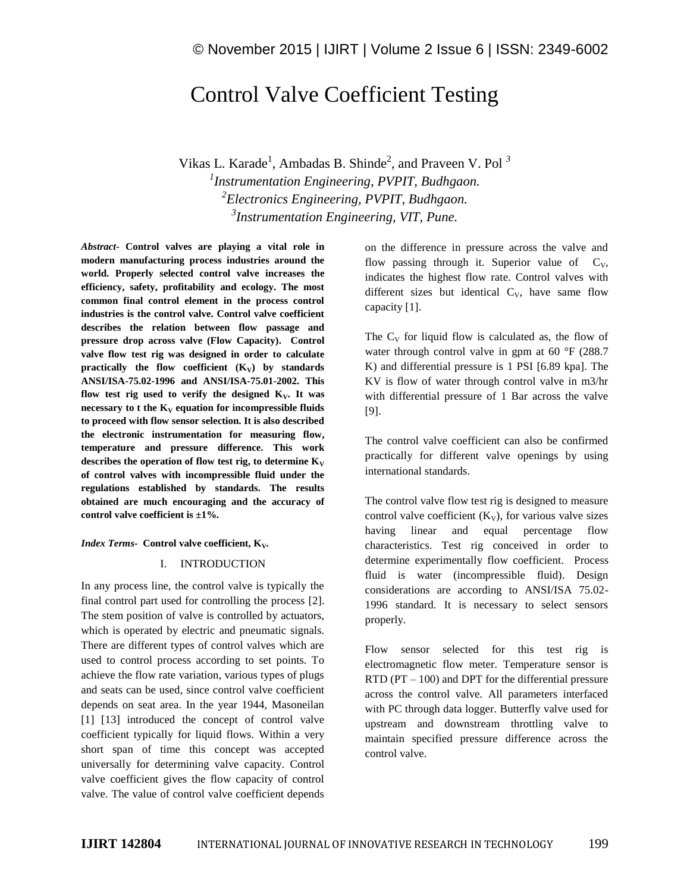# Control Valve Coefficient Testing

Vikas L. Karade[1], Ambadas B. Shinde[2], and Praveen V. Pol [3]

[1]*Instrumentation Engineering, PVPIT, Budhgaon.*
[2]*Electronics Engineering, PVPIT, Budhgaon.*
[3]*Instrumentation Engineering, VIT, Pune.*

***Abstract-*** **Control valves are playing a vital role in modern manufacturing process industries around the world. Properly selected control valve increases the efficiency, safety, profitability and ecology. The most common final control element in the process control industries is the control valve. Control valve coefficient describes the relation between flow passage and pressure drop across valve (Flow Capacity). Control valve flow test rig was designed in order to calculate practically the flow coefficient ($K_V$) by standards ANSI/ISA-75.02-1996 and ANSI/ISA-75.01-2002. This flow test rig used to verify the designed $K_V$. It was necessary to t the $K_V$ equation for incompressible fluids to proceed with flow sensor selection. It is also described the electronic instrumentation for measuring flow, temperature and pressure difference. This work describes the operation of flow test rig, to determine $K_V$ of control valves with incompressible fluid under the regulations established by standards. The results obtained are much encouraging and the accuracy of control valve coefficient is ±1%.**

***Index Terms-*** **Control valve coefficient, $K_V$.**

## I. INTRODUCTION

In any process line, the control valve is typically the final control part used for controlling the process [2]. The stem position of valve is controlled by actuators, which is operated by electric and pneumatic signals. There are different types of control valves which are used to control process according to set points. To achieve the flow rate variation, various types of plugs and seats can be used, since control valve coefficient depends on seat area. In the year 1944, Masoneilan [1] [13] introduced the concept of control valve coefficient typically for liquid flows. Within a very short span of time this concept was accepted universally for determining valve capacity. Control valve coefficient gives the flow capacity of control valve. The value of control valve coefficient depends on the difference in pressure across the valve and flow passing through it. Superior value of $C_V$, indicates the highest flow rate. Control valves with different sizes but identical $C_V$, have same flow capacity [1].

The $C_V$ for liquid flow is calculated as, the flow of water through control valve in gpm at 60 °F (288.7 K) and differential pressure is 1 PSI [6.89 kpa]. The KV is flow of water through control valve in m3/hr with differential pressure of 1 Bar across the valve [9].

The control valve coefficient can also be confirmed practically for different valve openings by using international standards.

The control valve flow test rig is designed to measure control valve coefficient ($K_V$), for various valve sizes having linear and equal percentage flow characteristics. Test rig conceived in order to determine experimentally flow coefficient. Process fluid is water (incompressible fluid). Design considerations are according to ANSI/ISA 75.02-1996 standard. It is necessary to select sensors properly.

Flow sensor selected for this test rig is electromagnetic flow meter. Temperature sensor is RTD (PT – 100) and DPT for the differential pressure across the control valve. All parameters interfaced with PC through data logger. Butterfly valve used for upstream and downstream throttling valve to maintain specified pressure difference across the control valve.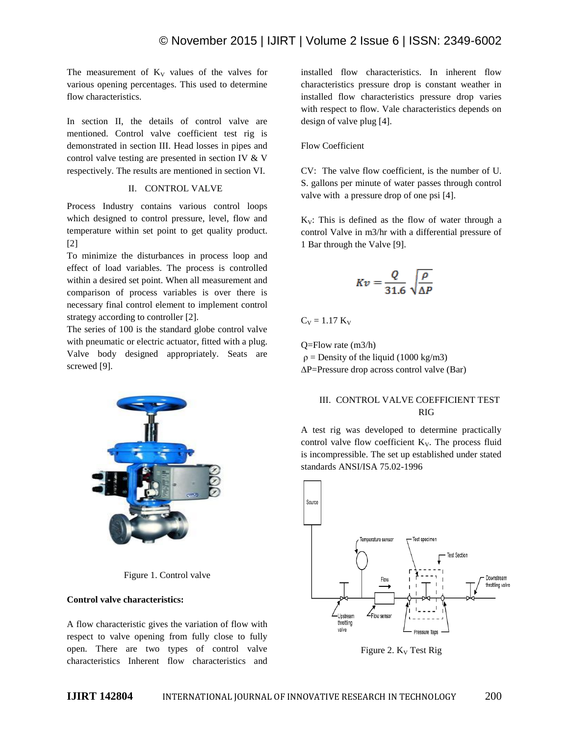The measurement of $K_V$ values of the valves for various opening percentages. This used to determine flow characteristics.

In section II, the details of control valve are mentioned. Control valve coefficient test rig is demonstrated in section III. Head losses in pipes and control valve testing are presented in section IV & V respectively. The results are mentioned in section VI.

## II. CONTROL VALVE

Process Industry contains various control loops which designed to control pressure, level, flow and temperature within set point to get quality product. [2]

To minimize the disturbances in process loop and effect of load variables. The process is controlled within a desired set point. When all measurement and comparison of process variables is over there is necessary final control element to implement control strategy according to controller [2].

The series of 100 is the standard globe control valve with pneumatic or electric actuator, fitted with a plug. Valve body designed appropriately. Seats are screwed [9].

Figure 1. Control valve

**Control valve characteristics:**

A flow characteristic gives the variation of flow with respect to valve opening from fully close to fully open. There are two types of control valve characteristics Inherent flow characteristics and installed flow characteristics. In inherent flow characteristics pressure drop is constant weather in installed flow characteristics pressure drop varies with respect to flow. Vale characteristics depends on design of valve plug [4].

Flow Coefficient

CV: The valve flow coefficient, is the number of U. S. gallons per minute of water passes through control valve with a pressure drop of one psi [4].

$K_V$: This is defined as the flow of water through a control Valve in m3/hr with a differential pressure of 1 Bar through the Valve [9].

$$Kv = \frac{Q}{31.6}\sqrt{\frac{\rho}{\Delta P}}$$

$C_V = 1.17\ K_V$

Q=Flow rate (m3/h)

$\rho$ = Density of the liquid (1000 kg/m3)

$\Delta$P=Pressure drop across control valve (Bar)

## III. CONTROL VALVE COEFFICIENT TEST RIG

A test rig was developed to determine practically control valve flow coefficient $K_V$. The process fluid is incompressible. The set up established under stated standards ANSI/ISA 75.02-1996

Figure 2. $K_V$ Test Rig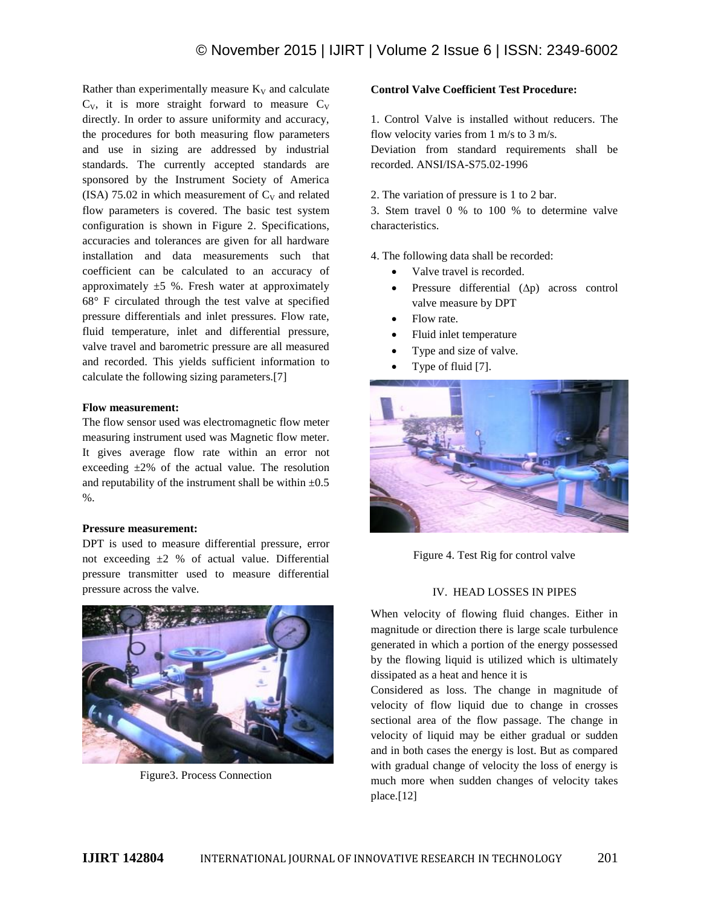Rather than experimentally measure $K_V$ and calculate $C_V$, it is more straight forward to measure $C_V$ directly. In order to assure uniformity and accuracy, the procedures for both measuring flow parameters and use in sizing are addressed by industrial standards. The currently accepted standards are sponsored by the Instrument Society of America (ISA) 75.02 in which measurement of $C_V$ and related flow parameters is covered. The basic test system configuration is shown in Figure 2. Specifications, accuracies and tolerances are given for all hardware installation and data measurements such that coefficient can be calculated to an accuracy of approximately ±5 %. Fresh water at approximately 68° F circulated through the test valve at specified pressure differentials and inlet pressures. Flow rate, fluid temperature, inlet and differential pressure, valve travel and barometric pressure are all measured and recorded. This yields sufficient information to calculate the following sizing parameters.[7]

**Flow measurement:**

The flow sensor used was electromagnetic flow meter measuring instrument used was Magnetic flow meter. It gives average flow rate within an error not exceeding ±2% of the actual value. The resolution and reputability of the instrument shall be within ±0.5 %.

**Pressure measurement:**

DPT is used to measure differential pressure, error not exceeding ±2 % of actual value. Differential pressure transmitter used to measure differential pressure across the valve.

Figure3. Process Connection

**Control Valve Coefficient Test Procedure:**

1. Control Valve is installed without reducers. The flow velocity varies from 1 m/s to 3 m/s.
Deviation from standard requirements shall be recorded. ANSI/ISA-S75.02-1996

2. The variation of pressure is 1 to 2 bar.
3. Stem travel 0 % to 100 % to determine valve characteristics.

4. The following data shall be recorded:
- Valve travel is recorded.
- Pressure differential (Δp) across control valve measure by DPT
- Flow rate.
- Fluid inlet temperature
- Type and size of valve.
- Type of fluid [7].

Figure 4. Test Rig for control valve

## IV. HEAD LOSSES IN PIPES

When velocity of flowing fluid changes. Either in magnitude or direction there is large scale turbulence generated in which a portion of the energy possessed by the flowing liquid is utilized which is ultimately dissipated as a heat and hence it is
Considered as loss. The change in magnitude of velocity of flow liquid due to change in crosses sectional area of the flow passage. The change in velocity of liquid may be either gradual or sudden and in both cases the energy is lost. But as compared with gradual change of velocity the loss of energy is much more when sudden changes of velocity takes place.[12]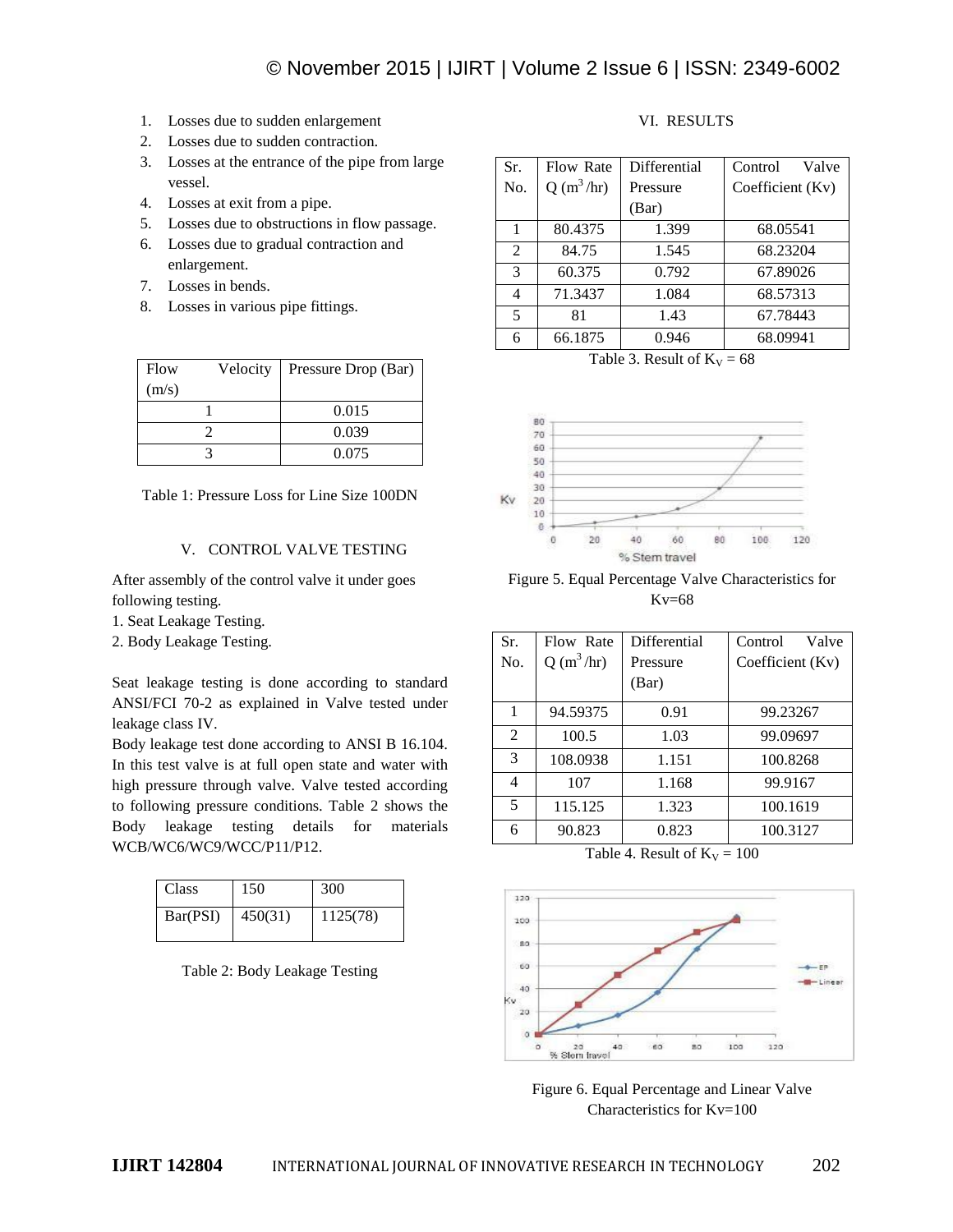1. Losses due to sudden enlargement
2. Losses due to sudden contraction.
3. Losses at the entrance of the pipe from large vessel.
4. Losses at exit from a pipe.
5. Losses due to obstructions in flow passage.
6. Losses due to gradual contraction and enlargement.
7. Losses in bends.
8. Losses in various pipe fittings.

| Flow Velocity (m/s) | Pressure Drop (Bar) |
|---|---|
| 1 | 0.015 |
| 2 | 0.039 |
| 3 | 0.075 |

Table 1: Pressure Loss for Line Size 100DN

## V. CONTROL VALVE TESTING

After assembly of the control valve it under goes following testing.
1. Seat Leakage Testing.
2. Body Leakage Testing.

Seat leakage testing is done according to standard ANSI/FCI 70-2 as explained in Valve tested under leakage class IV.
Body leakage test done according to ANSI B 16.104. In this test valve is at full open state and water with high pressure through valve. Valve tested according to following pressure conditions. Table 2 shows the Body leakage testing details for materials WCB/WC6/WC9/WCC/P11/P12.

| Class | 150 | 300 |
|---|---|---|
| Bar(PSI) | 450(31) | 1125(78) |

Table 2: Body Leakage Testing

## VI. RESULTS

| Sr. No. | Flow Rate Q ($m^3$/hr) | Differential Pressure (Bar) | Control Valve Coefficient (Kv) |
|---|---|---|---|
| 1 | 80.4375 | 1.399 | 68.05541 |
| 2 | 84.75 | 1.545 | 68.23204 |
| 3 | 60.375 | 0.792 | 67.89026 |
| 4 | 71.3437 | 1.084 | 68.57313 |
| 5 | 81 | 1.43 | 67.78443 |
| 6 | 66.1875 | 0.946 | 68.09941 |

Table 3. Result of $K_V$ = 68

Figure 5. Equal Percentage Valve Characteristics for Kv=68

| Sr. No. | Flow Rate Q ($m^3$/hr) | Differential Pressure (Bar) | Control Valve Coefficient (Kv) |
|---|---|---|---|
| 1 | 94.59375 | 0.91 | 99.23267 |
| 2 | 100.5 | 1.03 | 99.09697 |
| 3 | 108.0938 | 1.151 | 100.8268 |
| 4 | 107 | 1.168 | 99.9167 |
| 5 | 115.125 | 1.323 | 100.1619 |
| 6 | 90.823 | 0.823 | 100.3127 |

Table 4. Result of $K_V$ = 100

Figure 6. Equal Percentage and Linear Valve Characteristics for Kv=100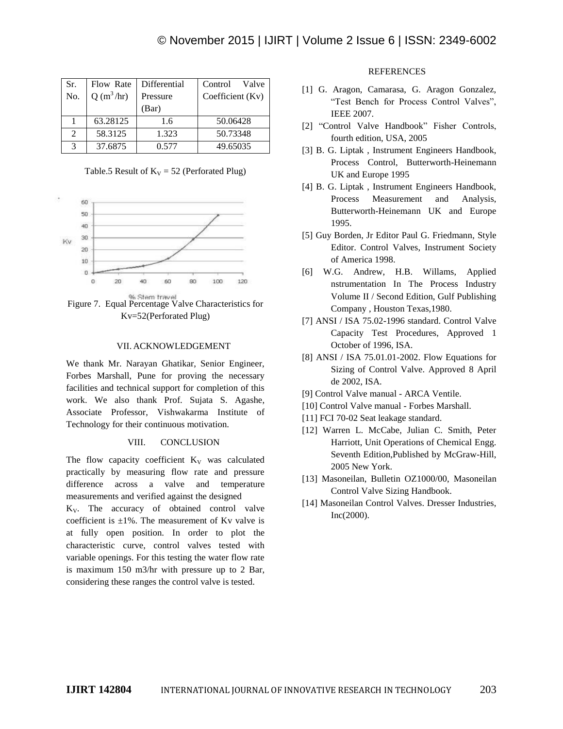| Sr. No. | Flow Rate Q ($m^3$/hr) | Differential Pressure (Bar) | Control Valve Coefficient (Kv) |
|---|---|---|---|
| 1 | 63.28125 | 1.6 | 50.06428 |
| 2 | 58.3125 | 1.323 | 50.73348 |
| 3 | 37.6875 | 0.577 | 49.65035 |

Table.5 Result of $K_V = 52$ (Perforated Plug)

Kv
60
50
40
30
20
10
0
0 20 40 60 80 100 120
% Stem travel

Figure 7. Equal Percentage Valve Characteristics for Kv=52(Perforated Plug)

## VII. ACKNOWLEDGEMENT

We thank Mr. Narayan Ghatikar, Senior Engineer, Forbes Marshall, Pune for proving the necessary facilities and technical support for completion of this work. We also thank Prof. Sujata S. Agashe, Associate Professor, Vishwakarma Institute of Technology for their continuous motivation.

## VIII. CONCLUSION

The flow capacity coefficient $K_V$ was calculated practically by measuring flow rate and pressure difference across a valve and temperature measurements and verified against the designed $K_V$. The accuracy of obtained control valve coefficient is ±1%. The measurement of Kv valve is at fully open position. In order to plot the characteristic curve, control valves tested with variable openings. For this testing the water flow rate is maximum 150 m3/hr with pressure up to 2 Bar, considering these ranges the control valve is tested.

## REFERENCES

[1] G. Aragon, Camarasa, G. Aragon Gonzalez, "Test Bench for Process Control Valves", IEEE 2007.

[2] "Control Valve Handbook" Fisher Controls, fourth edition, USA, 2005

[3] B. G. Liptak , Instrument Engineers Handbook, Process Control, Butterworth-Heinemann UK and Europe 1995

[4] B. G. Liptak , Instrument Engineers Handbook, Process Measurement and Analysis, Butterworth-Heinemann UK and Europe 1995.

[5] Guy Borden, Jr Editor Paul G. Friedmann, Style Editor. Control Valves, Instrument Society of America 1998.

[6] W.G. Andrew, H.B. Willams, Applied nstrumentation In The Process Industry Volume II / Second Edition, Gulf Publishing Company , Houston Texas,1980.

[7] ANSI / ISA 75.02-1996 standard. Control Valve Capacity Test Procedures, Approved 1 October of 1996, ISA.

[8] ANSI / ISA 75.01.01-2002. Flow Equations for Sizing of Control Valve. Approved 8 April de 2002, ISA.

[9] Control Valve manual - ARCA Ventile.

[10] Control Valve manual - Forbes Marshall.

[11] FCI 70-02 Seat leakage standard.

[12] Warren L. McCabe, Julian C. Smith, Peter Harriott, Unit Operations of Chemical Engg. Seventh Edition,Published by McGraw-Hill, 2005 New York.

[13] Masoneilan, Bulletin OZ1000/00, Masoneilan Control Valve Sizing Handbook.

[14] Masoneilan Control Valves. Dresser Industries, Inc(2000).